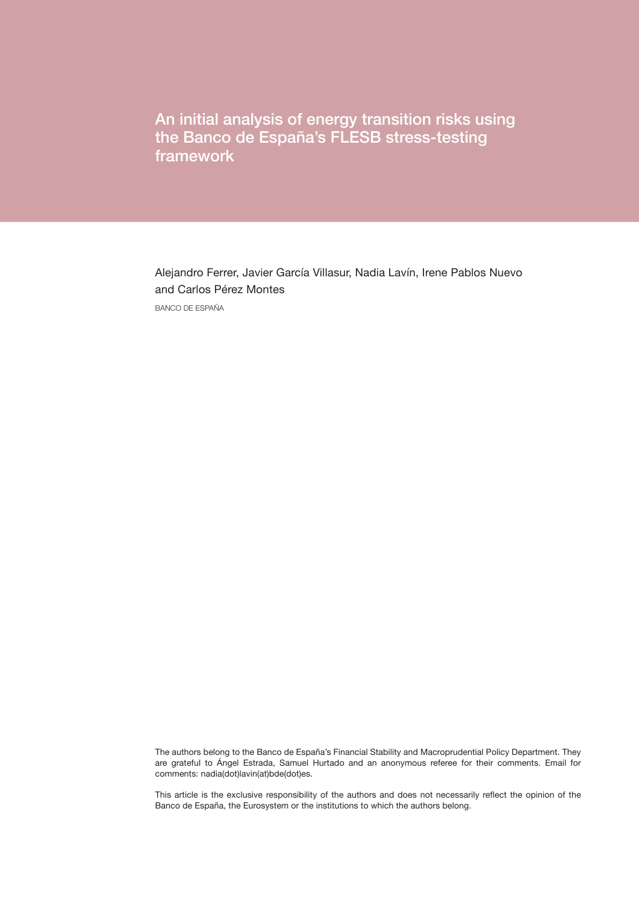# An initial analysis of energy transition risks using the Banco de España's FLESB stress-testing framework

Alejandro Ferrer, Javier García Villasur, Nadia Lavín, Irene Pablos Nuevo and Carlos Pérez Montes

BANCO DE ESPAÑA

The authors belong to the Banco de España's Financial Stability and Macroprudential Policy Department. They are grateful to Ángel Estrada, Samuel Hurtado and an anonymous referee for their comments. Email for comments: nadia(dot)lavin(at)bde(dot)es.

This article is the exclusive responsibility of the authors and does not necessarily reflect the opinion of the Banco de España, the Eurosystem or the institutions to which the authors belong.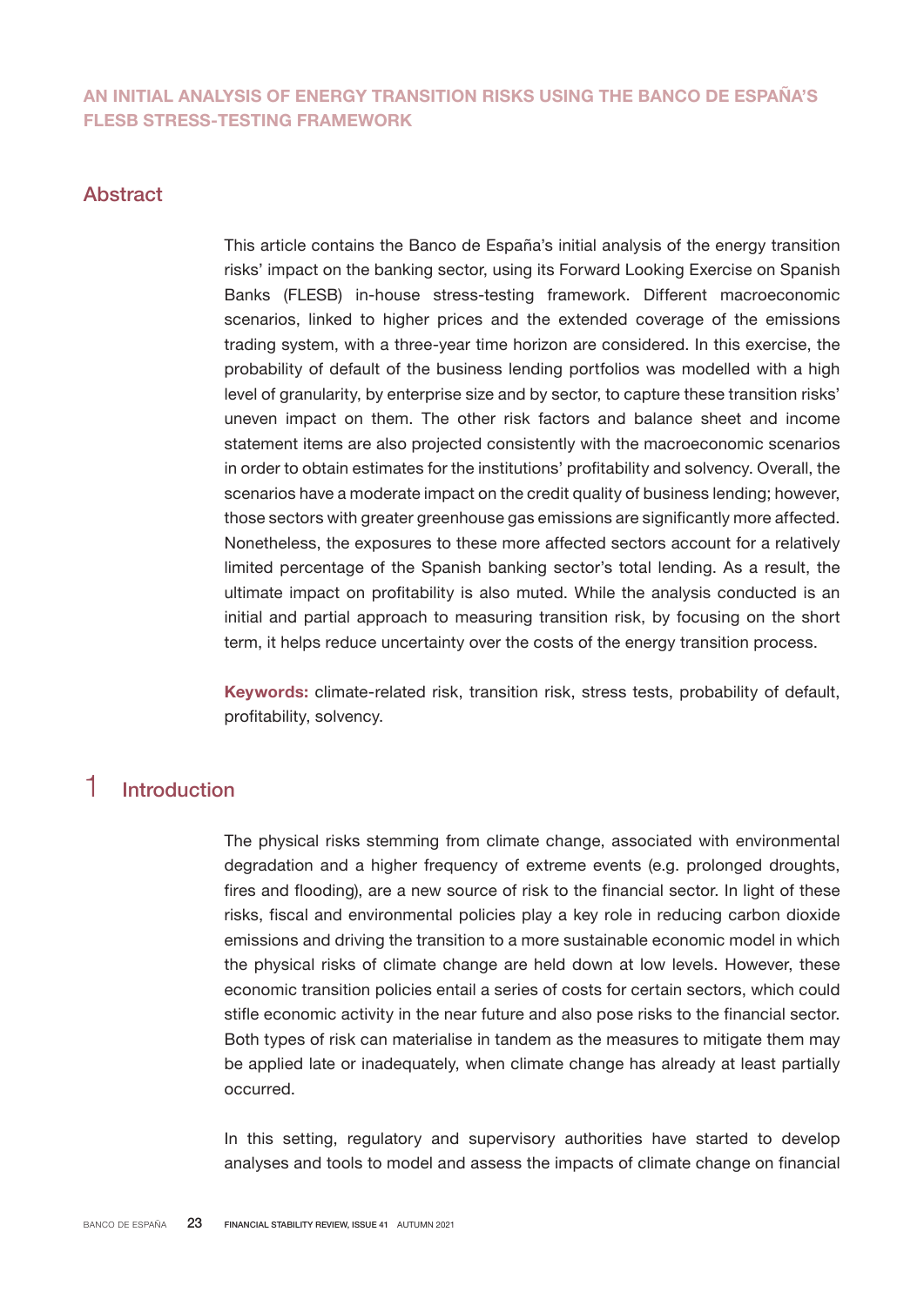# AN INITIAL ANALYSIS OF ENERGY TRANSITION RISKS USING THE BANCO DE ESPAÑA'S FLESB STRESS-TESTING FRAMEWORK

## Abstract

This article contains the Banco de España's initial analysis of the energy transition risks' impact on the banking sector, using its Forward Looking Exercise on Spanish Banks (FLESB) in-house stress-testing framework. Different macroeconomic scenarios, linked to higher prices and the extended coverage of the emissions trading system, with a three-year time horizon are considered. In this exercise, the probability of default of the business lending portfolios was modelled with a high level of granularity, by enterprise size and by sector, to capture these transition risks' uneven impact on them. The other risk factors and balance sheet and income statement items are also projected consistently with the macroeconomic scenarios in order to obtain estimates for the institutions' profitability and solvency. Overall, the scenarios have a moderate impact on the credit quality of business lending; however, those sectors with greater greenhouse gas emissions are significantly more affected. Nonetheless, the exposures to these more affected sectors account for a relatively limited percentage of the Spanish banking sector's total lending. As a result, the ultimate impact on profitability is also muted. While the analysis conducted is an initial and partial approach to measuring transition risk, by focusing on the short term, it helps reduce uncertainty over the costs of the energy transition process.

**Keywords:** climate-related risk, transition risk, stress tests, probability of default, profitability, solvency.

## 1 Introduction

The physical risks stemming from climate change, associated with environmental degradation and a higher frequency of extreme events (e.g. prolonged droughts, fires and flooding), are a new source of risk to the financial sector. In light of these risks, fiscal and environmental policies play a key role in reducing carbon dioxide emissions and driving the transition to a more sustainable economic model in which the physical risks of climate change are held down at low levels. However, these economic transition policies entail a series of costs for certain sectors, which could stifle economic activity in the near future and also pose risks to the financial sector. Both types of risk can materialise in tandem as the measures to mitigate them may be applied late or inadequately, when climate change has already at least partially occurred.

In this setting, regulatory and supervisory authorities have started to develop analyses and tools to model and assess the impacts of climate change on financial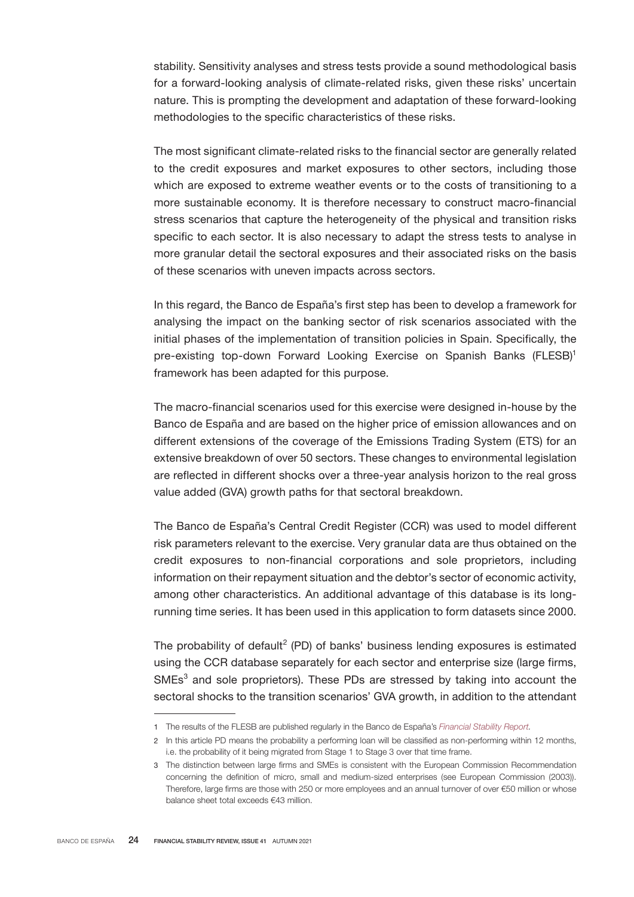stability. Sensitivity analyses and stress tests provide a sound methodological basis for a forward-looking analysis of climate-related risks, given these risks' uncertain nature. This is prompting the development and adaptation of these forward-looking methodologies to the specific characteristics of these risks.

The most significant climate-related risks to the financial sector are generally related to the credit exposures and market exposures to other sectors, including those which are exposed to extreme weather events or to the costs of transitioning to a more sustainable economy. It is therefore necessary to construct macro-financial stress scenarios that capture the heterogeneity of the physical and transition risks specific to each sector. It is also necessary to adapt the stress tests to analyse in more granular detail the sectoral exposures and their associated risks on the basis of these scenarios with uneven impacts across sectors.

In this regard, the Banco de España's first step has been to develop a framework for analysing the impact on the banking sector of risk scenarios associated with the initial phases of the implementation of transition policies in Spain. Specifically, the pre-existing top-down Forward Looking Exercise on Spanish Banks (FLESB)[1] framework has been adapted for this purpose.

The macro-financial scenarios used for this exercise were designed in-house by the Banco de España and are based on the higher price of emission allowances and on different extensions of the coverage of the Emissions Trading System (ETS) for an extensive breakdown of over 50 sectors. These changes to environmental legislation are reflected in different shocks over a three-year analysis horizon to the real gross value added (GVA) growth paths for that sectoral breakdown.

The Banco de España's Central Credit Register (CCR) was used to model different risk parameters relevant to the exercise. Very granular data are thus obtained on the credit exposures to non-financial corporations and sole proprietors, including information on their repayment situation and the debtor's sector of economic activity, among other characteristics. An additional advantage of this database is its long-running time series. It has been used in this application to form datasets since 2000.

The probability of default[2] (PD) of banks' business lending exposures is estimated using the CCR database separately for each sector and enterprise size (large firms, SMEs[3] and sole proprietors). These PDs are stressed by taking into account the sectoral shocks to the transition scenarios' GVA growth, in addition to the attendant

---

1 The results of the FLESB are published regularly in the Banco de España's *Financial Stability Report*.

2 In this article PD means the probability a performing loan will be classified as non-performing within 12 months, i.e. the probability of it being migrated from Stage 1 to Stage 3 over that time frame.

3 The distinction between large firms and SMEs is consistent with the European Commission Recommendation concerning the definition of micro, small and medium-sized enterprises (see European Commission (2003)). Therefore, large firms are those with 250 or more employees and an annual turnover of over €50 million or whose balance sheet total exceeds €43 million.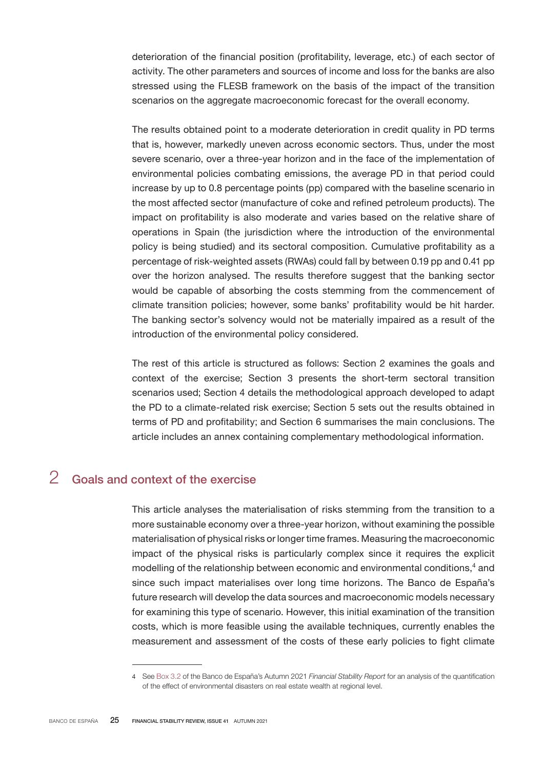deterioration of the financial position (profitability, leverage, etc.) of each sector of activity. The other parameters and sources of income and loss for the banks are also stressed using the FLESB framework on the basis of the impact of the transition scenarios on the aggregate macroeconomic forecast for the overall economy.

The results obtained point to a moderate deterioration in credit quality in PD terms that is, however, markedly uneven across economic sectors. Thus, under the most severe scenario, over a three-year horizon and in the face of the implementation of environmental policies combating emissions, the average PD in that period could increase by up to 0.8 percentage points (pp) compared with the baseline scenario in the most affected sector (manufacture of coke and refined petroleum products). The impact on profitability is also moderate and varies based on the relative share of operations in Spain (the jurisdiction where the introduction of the environmental policy is being studied) and its sectoral composition. Cumulative profitability as a percentage of risk-weighted assets (RWAs) could fall by between 0.19 pp and 0.41 pp over the horizon analysed. The results therefore suggest that the banking sector would be capable of absorbing the costs stemming from the commencement of climate transition policies; however, some banks' profitability would be hit harder. The banking sector's solvency would not be materially impaired as a result of the introduction of the environmental policy considered.

The rest of this article is structured as follows: Section 2 examines the goals and context of the exercise; Section 3 presents the short-term sectoral transition scenarios used; Section 4 details the methodological approach developed to adapt the PD to a climate-related risk exercise; Section 5 sets out the results obtained in terms of PD and profitability; and Section 6 summarises the main conclusions. The article includes an annex containing complementary methodological information.

## 2 Goals and context of the exercise

This article analyses the materialisation of risks stemming from the transition to a more sustainable economy over a three-year horizon, without examining the possible materialisation of physical risks or longer time frames. Measuring the macroeconomic impact of the physical risks is particularly complex since it requires the explicit modelling of the relationship between economic and environmental conditions,[4] and since such impact materialises over long time horizons. The Banco de España's future research will develop the data sources and macroeconomic models necessary for examining this type of scenario. However, this initial examination of the transition costs, which is more feasible using the available techniques, currently enables the measurement and assessment of the costs of these early policies to fight climate

4 See Box 3.2 of the Banco de España's Autumn 2021 *Financial Stability Report* for an analysis of the quantification of the effect of environmental disasters on real estate wealth at regional level.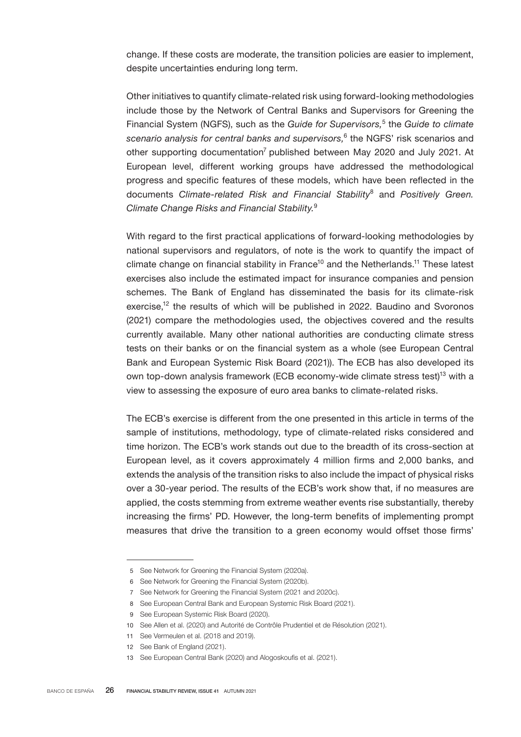change. If these costs are moderate, the transition policies are easier to implement, despite uncertainties enduring long term.

Other initiatives to quantify climate-related risk using forward-looking methodologies include those by the Network of Central Banks and Supervisors for Greening the Financial System (NGFS), such as the *Guide for Supervisors,*[5] the *Guide to climate scenario analysis for central banks and supervisors,*[6] the NGFS' risk scenarios and other supporting documentation[7] published between May 2020 and July 2021. At European level, different working groups have addressed the methodological progress and specific features of these models, which have been reflected in the documents *Climate-related Risk and Financial Stability*[8] and *Positively Green. Climate Change Risks and Financial Stability.*[9]

With regard to the first practical applications of forward-looking methodologies by national supervisors and regulators, of note is the work to quantify the impact of climate change on financial stability in France[10] and the Netherlands.[11] These latest exercises also include the estimated impact for insurance companies and pension schemes. The Bank of England has disseminated the basis for its climate-risk exercise,[12] the results of which will be published in 2022. Baudino and Svoronos (2021) compare the methodologies used, the objectives covered and the results currently available. Many other national authorities are conducting climate stress tests on their banks or on the financial system as a whole (see European Central Bank and European Systemic Risk Board (2021)). The ECB has also developed its own top-down analysis framework (ECB economy-wide climate stress test)[13] with a view to assessing the exposure of euro area banks to climate-related risks.

The ECB's exercise is different from the one presented in this article in terms of the sample of institutions, methodology, type of climate-related risks considered and time horizon. The ECB's work stands out due to the breadth of its cross-section at European level, as it covers approximately 4 million firms and 2,000 banks, and extends the analysis of the transition risks to also include the impact of physical risks over a 30-year period. The results of the ECB's work show that, if no measures are applied, the costs stemming from extreme weather events rise substantially, thereby increasing the firms' PD. However, the long-term benefits of implementing prompt measures that drive the transition to a green economy would offset those firms'

---

5 See Network for Greening the Financial System (2020a).

6 See Network for Greening the Financial System (2020b).

7 See Network for Greening the Financial System (2021 and 2020c).

8 See European Central Bank and European Systemic Risk Board (2021).

9 See European Systemic Risk Board (2020).

10 See Allen et al. (2020) and Autorité de Contrôle Prudentiel et de Résolution (2021).

11 See Vermeulen et al. (2018 and 2019).

12 See Bank of England (2021).

13 See European Central Bank (2020) and Alogoskoufis et al. (2021).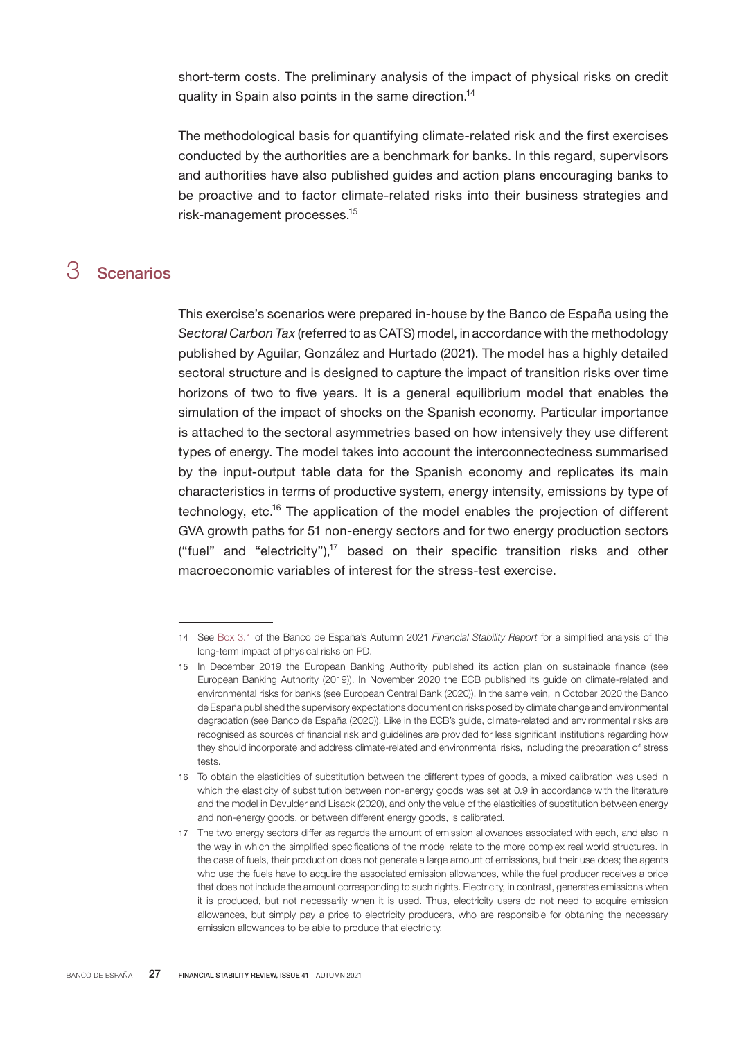short-term costs. The preliminary analysis of the impact of physical risks on credit quality in Spain also points in the same direction.[14]

The methodological basis for quantifying climate-related risk and the first exercises conducted by the authorities are a benchmark for banks. In this regard, supervisors and authorities have also published guides and action plans encouraging banks to be proactive and to factor climate-related risks into their business strategies and risk-management processes.[15]

## 3 Scenarios

This exercise's scenarios were prepared in-house by the Banco de España using the *Sectoral Carbon Tax* (referred to as CATS) model, in accordance with the methodology published by Aguilar, González and Hurtado (2021). The model has a highly detailed sectoral structure and is designed to capture the impact of transition risks over time horizons of two to five years. It is a general equilibrium model that enables the simulation of the impact of shocks on the Spanish economy. Particular importance is attached to the sectoral asymmetries based on how intensively they use different types of energy. The model takes into account the interconnectedness summarised by the input-output table data for the Spanish economy and replicates its main characteristics in terms of productive system, energy intensity, emissions by type of technology, etc.[16] The application of the model enables the projection of different GVA growth paths for 51 non-energy sectors and for two energy production sectors ("fuel" and "electricity"),[17] based on their specific transition risks and other macroeconomic variables of interest for the stress-test exercise.

---

14 See Box 3.1 of the Banco de España's Autumn 2021 *Financial Stability Report* for a simplified analysis of the long-term impact of physical risks on PD.

15 In December 2019 the European Banking Authority published its action plan on sustainable finance (see European Banking Authority (2019)). In November 2020 the ECB published its guide on climate-related and environmental risks for banks (see European Central Bank (2020)). In the same vein, in October 2020 the Banco de España published the supervisory expectations document on risks posed by climate change and environmental degradation (see Banco de España (2020)). Like in the ECB's guide, climate-related and environmental risks are recognised as sources of financial risk and guidelines are provided for less significant institutions regarding how they should incorporate and address climate-related and environmental risks, including the preparation of stress tests.

16 To obtain the elasticities of substitution between the different types of goods, a mixed calibration was used in which the elasticity of substitution between non-energy goods was set at 0.9 in accordance with the literature and the model in Devulder and Lisack (2020), and only the value of the elasticities of substitution between energy and non-energy goods, or between different energy goods, is calibrated.

17 The two energy sectors differ as regards the amount of emission allowances associated with each, and also in the way in which the simplified specifications of the model relate to the more complex real world structures. In the case of fuels, their production does not generate a large amount of emissions, but their use does; the agents who use the fuels have to acquire the associated emission allowances, while the fuel producer receives a price that does not include the amount corresponding to such rights. Electricity, in contrast, generates emissions when it is produced, but not necessarily when it is used. Thus, electricity users do not need to acquire emission allowances, but simply pay a price to electricity producers, who are responsible for obtaining the necessary emission allowances to be able to produce that electricity.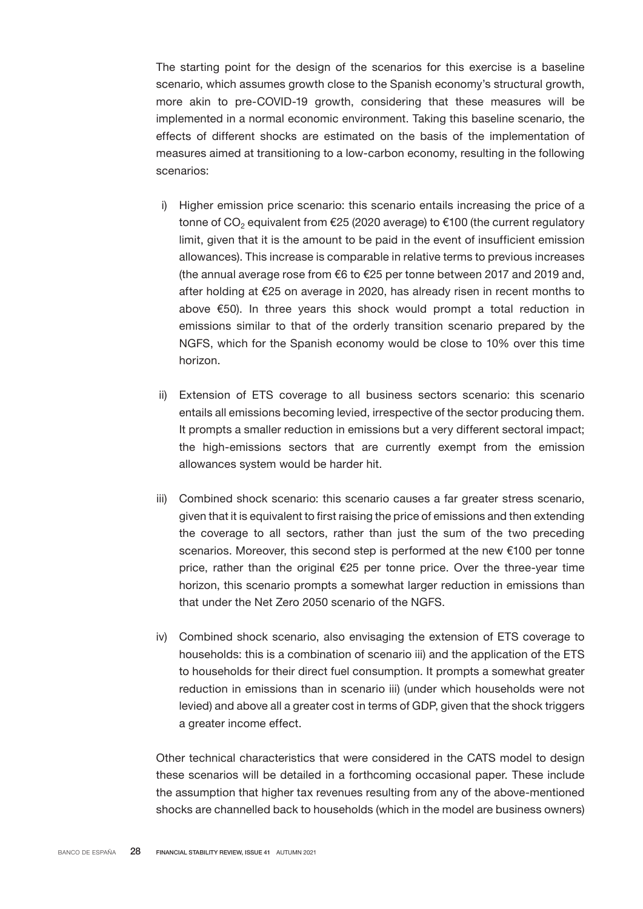The starting point for the design of the scenarios for this exercise is a baseline scenario, which assumes growth close to the Spanish economy's structural growth, more akin to pre-COVID-19 growth, considering that these measures will be implemented in a normal economic environment. Taking this baseline scenario, the effects of different shocks are estimated on the basis of the implementation of measures aimed at transitioning to a low-carbon economy, resulting in the following scenarios:

i) Higher emission price scenario: this scenario entails increasing the price of a tonne of $CO_2$ equivalent from €25 (2020 average) to €100 (the current regulatory limit, given that it is the amount to be paid in the event of insufficient emission allowances). This increase is comparable in relative terms to previous increases (the annual average rose from €6 to €25 per tonne between 2017 and 2019 and, after holding at €25 on average in 2020, has already risen in recent months to above €50). In three years this shock would prompt a total reduction in emissions similar to that of the orderly transition scenario prepared by the NGFS, which for the Spanish economy would be close to 10% over this time horizon.

ii) Extension of ETS coverage to all business sectors scenario: this scenario entails all emissions becoming levied, irrespective of the sector producing them. It prompts a smaller reduction in emissions but a very different sectoral impact; the high-emissions sectors that are currently exempt from the emission allowances system would be harder hit.

iii) Combined shock scenario: this scenario causes a far greater stress scenario, given that it is equivalent to first raising the price of emissions and then extending the coverage to all sectors, rather than just the sum of the two preceding scenarios. Moreover, this second step is performed at the new €100 per tonne price, rather than the original €25 per tonne price. Over the three-year time horizon, this scenario prompts a somewhat larger reduction in emissions than that under the Net Zero 2050 scenario of the NGFS.

iv) Combined shock scenario, also envisaging the extension of ETS coverage to households: this is a combination of scenario iii) and the application of the ETS to households for their direct fuel consumption. It prompts a somewhat greater reduction in emissions than in scenario iii) (under which households were not levied) and above all a greater cost in terms of GDP, given that the shock triggers a greater income effect.

Other technical characteristics that were considered in the CATS model to design these scenarios will be detailed in a forthcoming occasional paper. These include the assumption that higher tax revenues resulting from any of the above-mentioned shocks are channelled back to households (which in the model are business owners)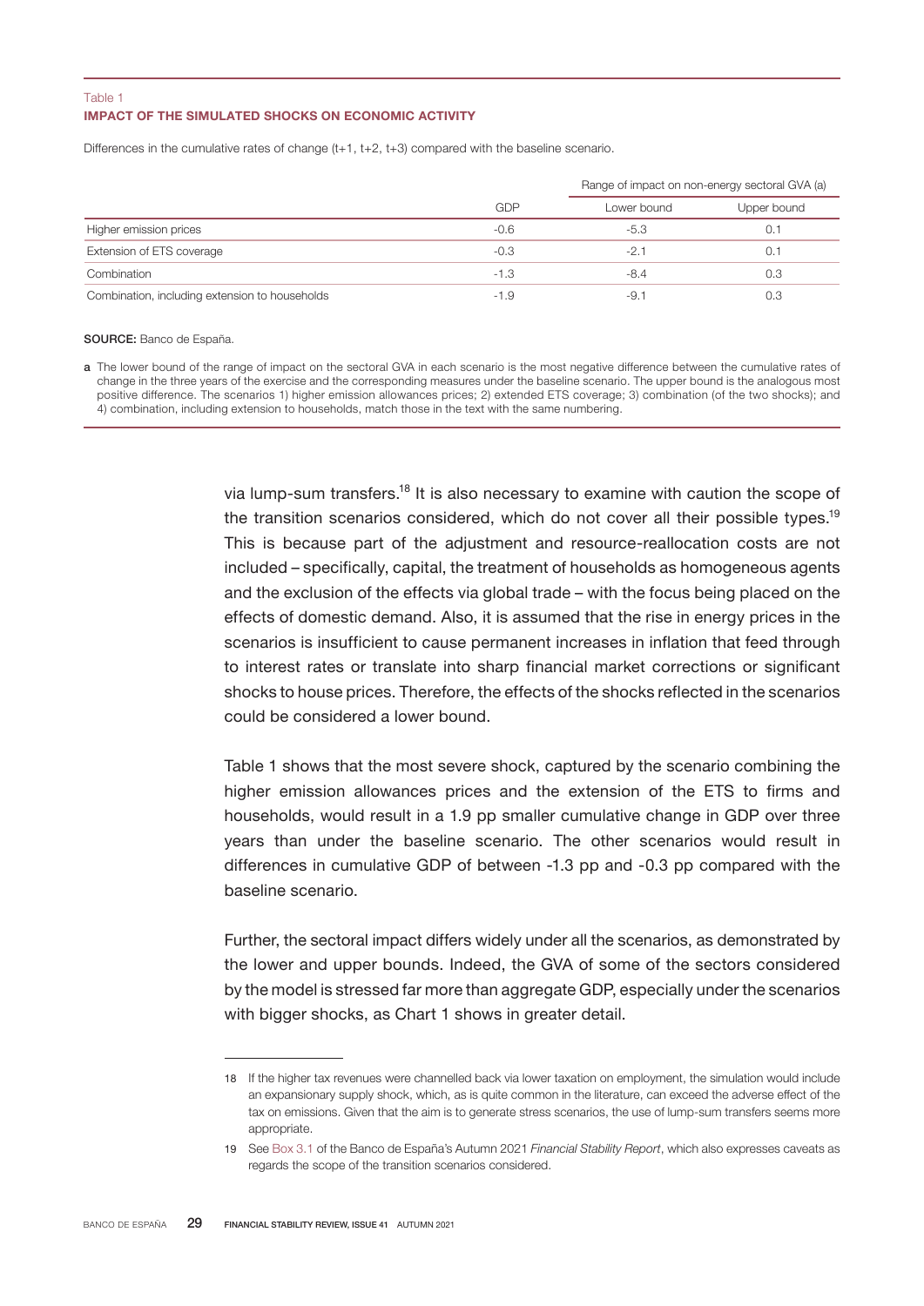Table 1
**IMPACT OF THE SIMULATED SHOCKS ON ECONOMIC ACTIVITY**

Differences in the cumulative rates of change (t+1, t+2, t+3) compared with the baseline scenario.

| | | Range of impact on non-energy sectoral GVA (a) | |
|---|---|---|---|
| | GDP | Lower bound | Upper bound |
| Higher emission prices | -0.6 | -5.3 | 0.1 |
| Extension of ETS coverage | -0.3 | -2.1 | 0.1 |
| Combination | -1.3 | -8.4 | 0.3 |
| Combination, including extension to households | -1.9 | -9.1 | 0.3 |

**SOURCE:** Banco de España.

**a** The lower bound of the range of impact on the sectoral GVA in each scenario is the most negative difference between the cumulative rates of change in the three years of the exercise and the corresponding measures under the baseline scenario. The upper bound is the analogous most positive difference. The scenarios 1) higher emission allowances prices; 2) extended ETS coverage; 3) combination (of the two shocks); and 4) combination, including extension to households, match those in the text with the same numbering.

via lump-sum transfers.[18] It is also necessary to examine with caution the scope of the transition scenarios considered, which do not cover all their possible types.[19] This is because part of the adjustment and resource-reallocation costs are not included – specifically, capital, the treatment of households as homogeneous agents and the exclusion of the effects via global trade – with the focus being placed on the effects of domestic demand. Also, it is assumed that the rise in energy prices in the scenarios is insufficient to cause permanent increases in inflation that feed through to interest rates or translate into sharp financial market corrections or significant shocks to house prices. Therefore, the effects of the shocks reflected in the scenarios could be considered a lower bound.

Table 1 shows that the most severe shock, captured by the scenario combining the higher emission allowances prices and the extension of the ETS to firms and households, would result in a 1.9 pp smaller cumulative change in GDP over three years than under the baseline scenario. The other scenarios would result in differences in cumulative GDP of between -1.3 pp and -0.3 pp compared with the baseline scenario.

Further, the sectoral impact differs widely under all the scenarios, as demonstrated by the lower and upper bounds. Indeed, the GVA of some of the sectors considered by the model is stressed far more than aggregate GDP, especially under the scenarios with bigger shocks, as Chart 1 shows in greater detail.

18 If the higher tax revenues were channelled back via lower taxation on employment, the simulation would include an expansionary supply shock, which, as is quite common in the literature, can exceed the adverse effect of the tax on emissions. Given that the aim is to generate stress scenarios, the use of lump-sum transfers seems more appropriate.

19 See Box 3.1 of the Banco de España's Autumn 2021 *Financial Stability Report*, which also expresses caveats as regards the scope of the transition scenarios considered.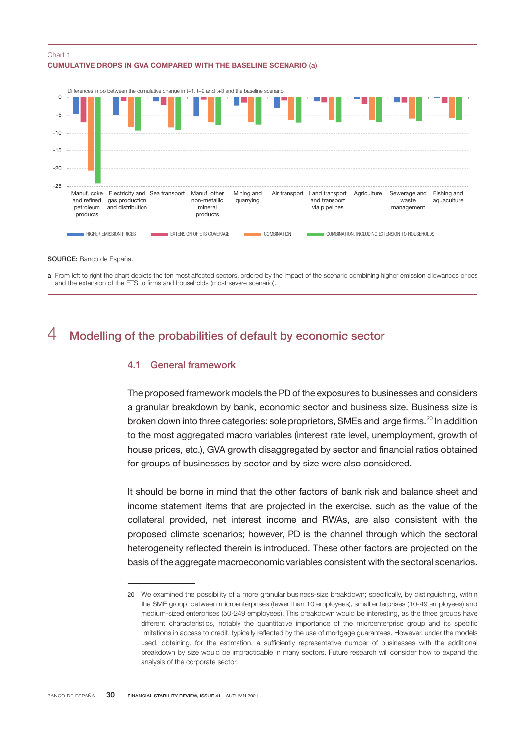Chart 1
**CUMULATIVE DROPS IN GVA COMPARED WITH THE BASELINE SCENARIO (a)**

Differences in pp between the cumulative change in t+1, t+2 and t+3 and the baseline scenario

Manuf. coke and refined petroleum products | Electricity and gas production and distribution | Sea transport | Manuf. other non-metallic mineral products | Mining and quarrying | Air transport | Land transport and transport via pipelines | Agriculture | Sewerage and waste management | Fishing and aquaculture

HIGHER EMISSION PRICES | EXTENSION OF ETS COVERAGE | COMBINATION | COMBINATION, INCLUDING EXTENSION TO HOUSEHOLDS

**SOURCE:** Banco de España.

**a** From left to right the chart depicts the ten most affected sectors, ordered by the impact of the scenario combining higher emission allowances prices and the extension of the ETS to firms and households (most severe scenario).

# 4 Modelling of the probabilities of default by economic sector

## 4.1 General framework

The proposed framework models the PD of the exposures to businesses and considers a granular breakdown by bank, economic sector and business size. Business size is broken down into three categories: sole proprietors, SMEs and large firms.[20] In addition to the most aggregated macro variables (interest rate level, unemployment, growth of house prices, etc.), GVA growth disaggregated by sector and financial ratios obtained for groups of businesses by sector and by size were also considered.

It should be borne in mind that the other factors of bank risk and balance sheet and income statement items that are projected in the exercise, such as the value of the collateral provided, net interest income and RWAs, are also consistent with the proposed climate scenarios; however, PD is the channel through which the sectoral heterogeneity reflected therein is introduced. These other factors are projected on the basis of the aggregate macroeconomic variables consistent with the sectoral scenarios.

---

20 We examined the possibility of a more granular business-size breakdown; specifically, by distinguishing, within the SME group, between microenterprises (fewer than 10 employees), small enterprises (10-49 employees) and medium-sized enterprises (50-249 employees). This breakdown would be interesting, as the three groups have different characteristics, notably the quantitative importance of the microenterprise group and its specific limitations in access to credit, typically reflected by the use of mortgage guarantees. However, under the models used, obtaining, for the estimation, a sufficiently representative number of businesses with the additional breakdown by size would be impracticable in many sectors. Future research will consider how to expand the analysis of the corporate sector.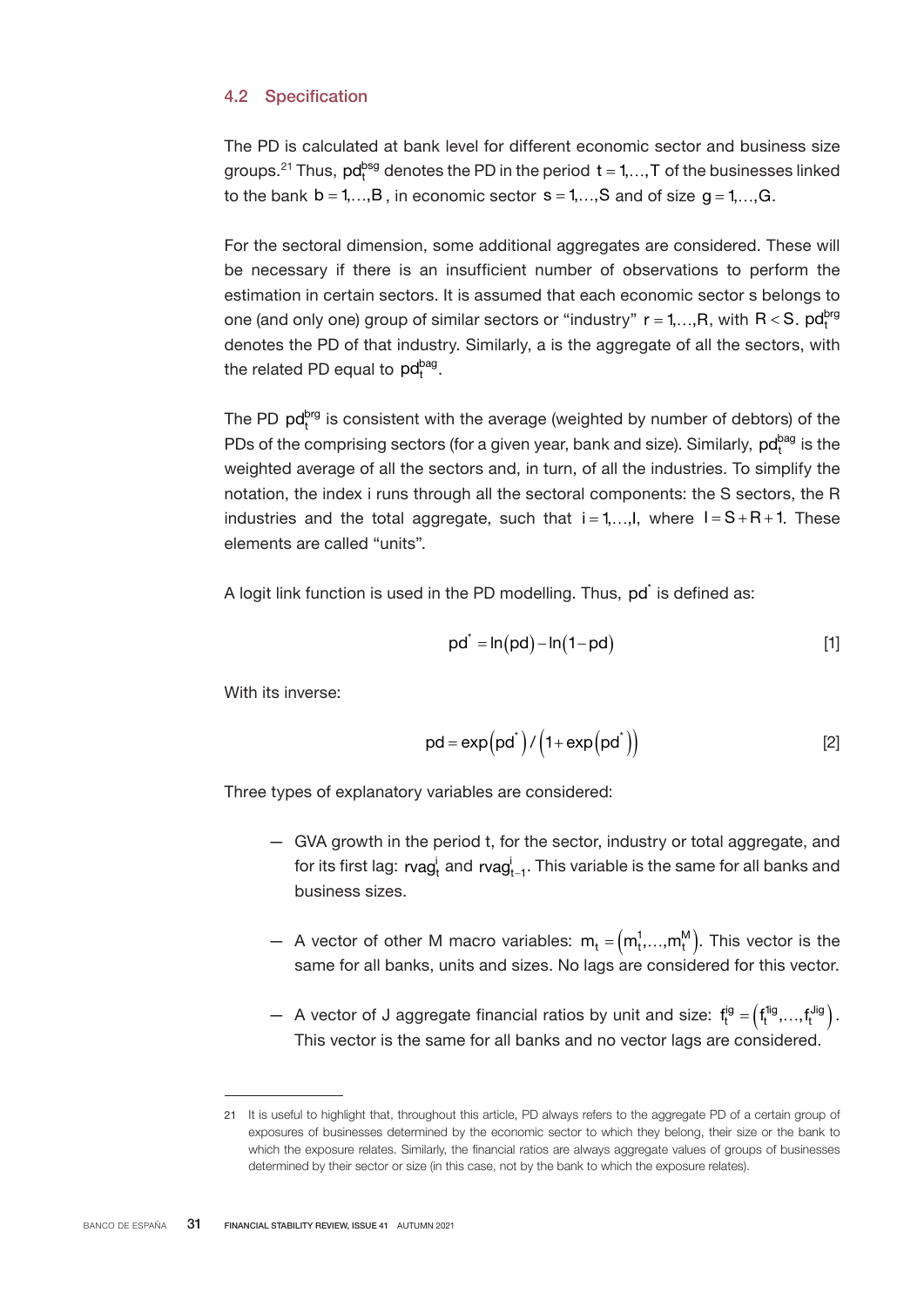### 4.2 Specification

The PD is calculated at bank level for different economic sector and business size groups.[21] Thus, $pd_t^{bsg}$ denotes the PD in the period $t = 1,\ldots,T$ of the businesses linked to the bank $b = 1,\ldots,B$, in economic sector $s = 1,\ldots,S$ and of size $g = 1,\ldots,G$.

For the sectoral dimension, some additional aggregates are considered. These will be necessary if there is an insufficient number of observations to perform the estimation in certain sectors. It is assumed that each economic sector s belongs to one (and only one) group of similar sectors or "industry" $r = 1,\ldots,R$, with $R < S$. $pd_t^{brg}$ denotes the PD of that industry. Similarly, a is the aggregate of all the sectors, with the related PD equal to $pd_t^{bag}$.

The PD $pd_t^{brg}$ is consistent with the average (weighted by number of debtors) of the PDs of the comprising sectors (for a given year, bank and size). Similarly, $pd_t^{bag}$ is the weighted average of all the sectors and, in turn, of all the industries. To simplify the notation, the index i runs through all the sectoral components: the S sectors, the R industries and the total aggregate, such that $i = 1,\ldots,I$, where $I = S + R + 1$. These elements are called "units".

A logit link function is used in the PD modelling. Thus, $pd^*$ is defined as:

$$pd^* = \ln(pd) - \ln(1 - pd) \qquad [1]$$

With its inverse:

$$pd = \exp(pd^*) / (1 + \exp(pd^*)) \qquad [2]$$

Three types of explanatory variables are considered:

- GVA growth in the period t, for the sector, industry or total aggregate, and for its first lag: $rvag_t^i$ and $rvag_{t-1}^i$. This variable is the same for all banks and business sizes.
- A vector of other M macro variables: $m_t = (m_t^1,\ldots,m_t^M)$. This vector is the same for all banks, units and sizes. No lags are considered for this vector.
- A vector of J aggregate financial ratios by unit and size: $f_t^{ig} = (f_t^{1ig},\ldots,f_t^{Jig})$. This vector is the same for all banks and no vector lags are considered.

---

21 It is useful to highlight that, throughout this article, PD always refers to the aggregate PD of a certain group of exposures of businesses determined by the economic sector to which they belong, their size or the bank to which the exposure relates. Similarly, the financial ratios are always aggregate values of groups of businesses determined by their sector or size (in this case, not by the bank to which the exposure relates).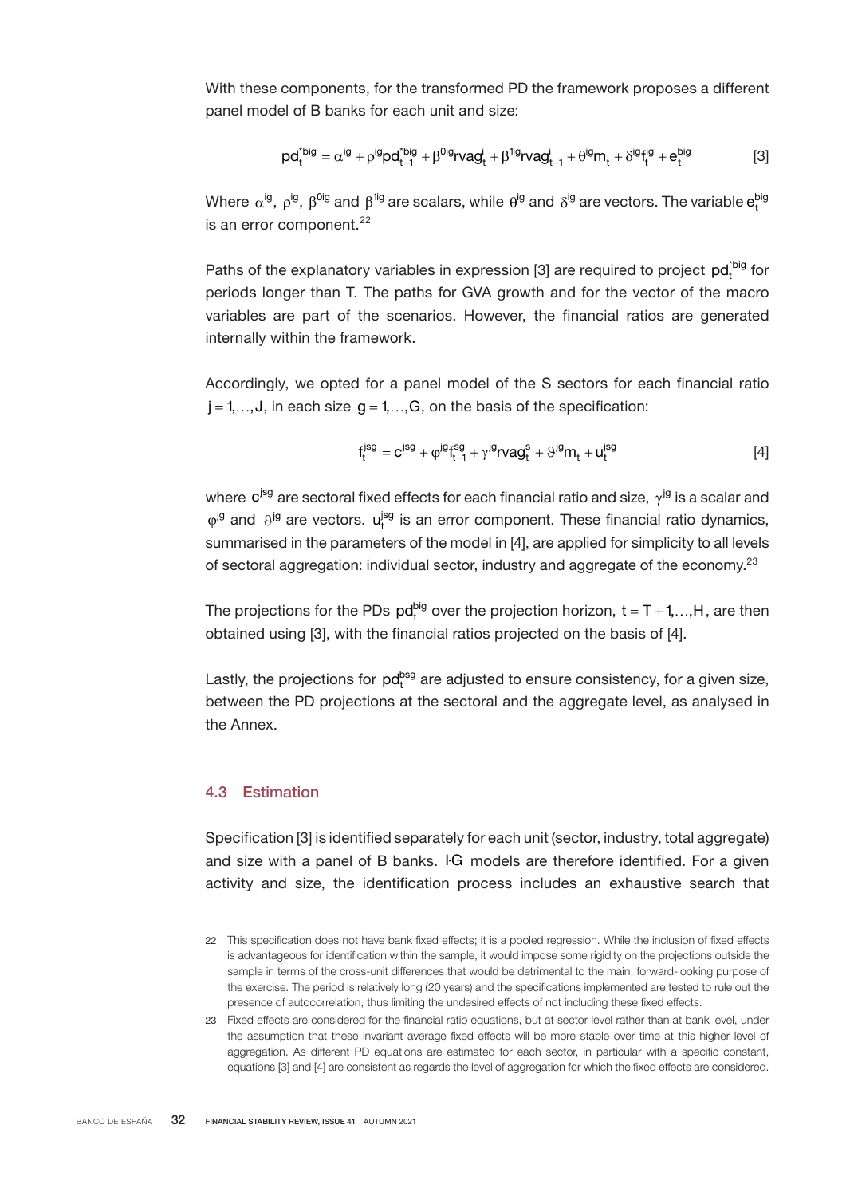With these components, for the transformed PD the framework proposes a different panel model of B banks for each unit and size:

$$pd_t^{*big} = \alpha^{ig} + \rho^{ig} pd_{t-1}^{*big} + \beta^{0ig} rvag_t^{i} + \beta^{1ig} rvag_{t-1}^{i} + \theta^{ig} m_t + \delta^{ig} f_t^{ig} + e_t^{big} \qquad [3]$$

Where $\alpha^{ig}$, $\rho^{ig}$, $\beta^{0ig}$ and $\beta^{1ig}$ are scalars, while $\theta^{ig}$ and $\delta^{ig}$ are vectors. The variable $e_t^{big}$ is an error component.[22]

Paths of the explanatory variables in expression [3] are required to project $pd_t^{*big}$ for periods longer than T. The paths for GVA growth and for the vector of the macro variables are part of the scenarios. However, the financial ratios are generated internally within the framework.

Accordingly, we opted for a panel model of the S sectors for each financial ratio $j = 1,\ldots,J$, in each size $g = 1,\ldots,G$, on the basis of the specification:

$$f_t^{jsg} = c^{jsg} + \varphi^{jg} f_{t-1}^{sg} + \gamma^{jg} rvag_t^{s} + \vartheta^{jg} m_t + u_t^{jsg} \qquad [4]$$

where $c^{jsg}$ are sectoral fixed effects for each financial ratio and size, $\gamma^{jg}$ is a scalar and $\varphi^{jg}$ and $\vartheta^{jg}$ are vectors. $u_t^{jsg}$ is an error component. These financial ratio dynamics, summarised in the parameters of the model in [4], are applied for simplicity to all levels of sectoral aggregation: individual sector, industry and aggregate of the economy.[23]

The projections for the PDs $pd_t^{big}$ over the projection horizon, $t = T+1,\ldots,H$, are then obtained using [3], with the financial ratios projected on the basis of [4].

Lastly, the projections for $pd_t^{bsg}$ are adjusted to ensure consistency, for a given size, between the PD projections at the sectoral and the aggregate level, as analysed in the Annex.

### 4.3 Estimation

Specification [3] is identified separately for each unit (sector, industry, total aggregate) and size with a panel of B banks. $I \cdot G$ models are therefore identified. For a given activity and size, the identification process includes an exhaustive search that

---

22 This specification does not have bank fixed effects; it is a pooled regression. While the inclusion of fixed effects is advantageous for identification within the sample, it would impose some rigidity on the projections outside the sample in terms of the cross-unit differences that would be detrimental to the main, forward-looking purpose of the exercise. The period is relatively long (20 years) and the specifications implemented are tested to rule out the presence of autocorrelation, thus limiting the undesired effects of not including these fixed effects.

23 Fixed effects are considered for the financial ratio equations, but at sector level rather than at bank level, under the assumption that these invariant average fixed effects will be more stable over time at this higher level of aggregation. As different PD equations are estimated for each sector, in particular with a specific constant, equations [3] and [4] are consistent as regards the level of aggregation for which the fixed effects are considered.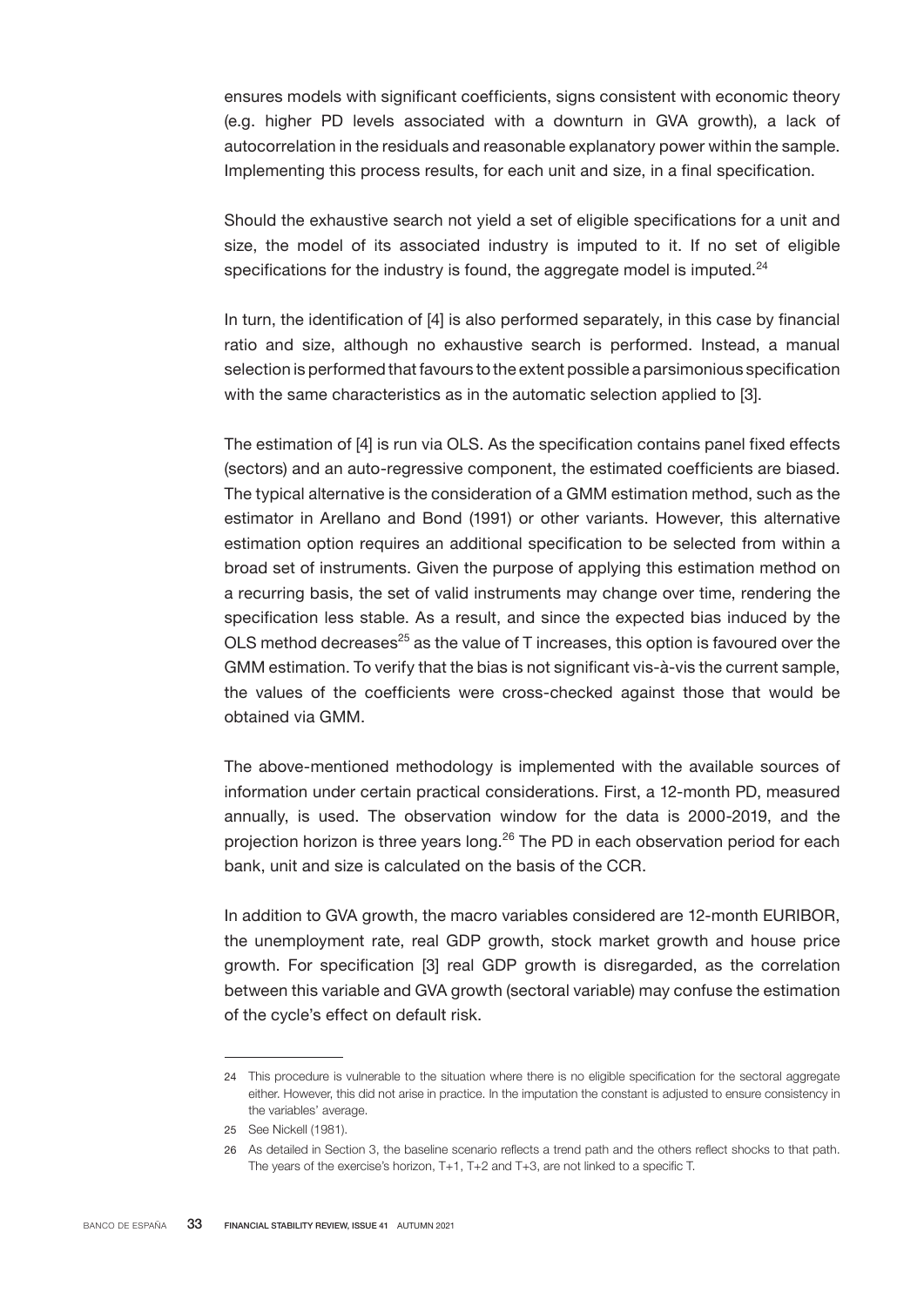ensures models with significant coefficients, signs consistent with economic theory (e.g. higher PD levels associated with a downturn in GVA growth), a lack of autocorrelation in the residuals and reasonable explanatory power within the sample. Implementing this process results, for each unit and size, in a final specification.

Should the exhaustive search not yield a set of eligible specifications for a unit and size, the model of its associated industry is imputed to it. If no set of eligible specifications for the industry is found, the aggregate model is imputed.[24]

In turn, the identification of [4] is also performed separately, in this case by financial ratio and size, although no exhaustive search is performed. Instead, a manual selection is performed that favours to the extent possible a parsimonious specification with the same characteristics as in the automatic selection applied to [3].

The estimation of [4] is run via OLS. As the specification contains panel fixed effects (sectors) and an auto-regressive component, the estimated coefficients are biased. The typical alternative is the consideration of a GMM estimation method, such as the estimator in Arellano and Bond (1991) or other variants. However, this alternative estimation option requires an additional specification to be selected from within a broad set of instruments. Given the purpose of applying this estimation method on a recurring basis, the set of valid instruments may change over time, rendering the specification less stable. As a result, and since the expected bias induced by the OLS method decreases[25] as the value of T increases, this option is favoured over the GMM estimation. To verify that the bias is not significant vis-à-vis the current sample, the values of the coefficients were cross-checked against those that would be obtained via GMM.

The above-mentioned methodology is implemented with the available sources of information under certain practical considerations. First, a 12-month PD, measured annually, is used. The observation window for the data is 2000-2019, and the projection horizon is three years long.[26] The PD in each observation period for each bank, unit and size is calculated on the basis of the CCR.

In addition to GVA growth, the macro variables considered are 12-month EURIBOR, the unemployment rate, real GDP growth, stock market growth and house price growth. For specification [3] real GDP growth is disregarded, as the correlation between this variable and GVA growth (sectoral variable) may confuse the estimation of the cycle's effect on default risk.

---

24 This procedure is vulnerable to the situation where there is no eligible specification for the sectoral aggregate either. However, this did not arise in practice. In the imputation the constant is adjusted to ensure consistency in the variables' average.

25 See Nickell (1981).

26 As detailed in Section 3, the baseline scenario reflects a trend path and the others reflect shocks to that path. The years of the exercise's horizon, T+1, T+2 and T+3, are not linked to a specific T.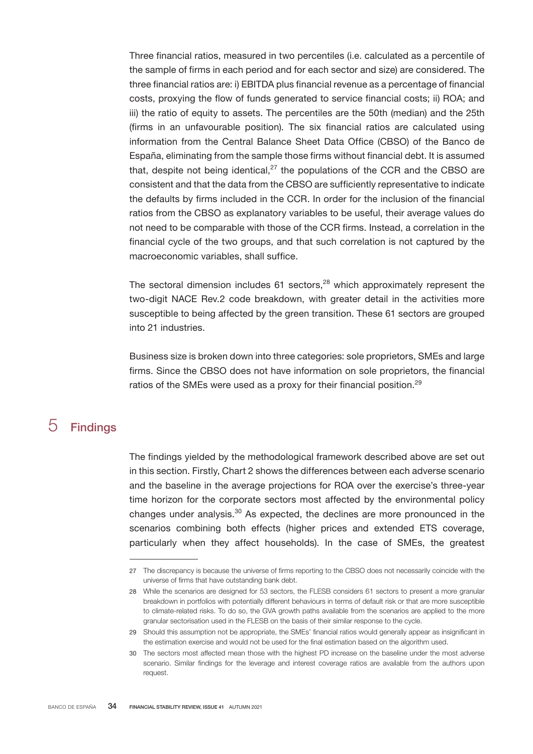Three financial ratios, measured in two percentiles (i.e. calculated as a percentile of the sample of firms in each period and for each sector and size) are considered. The three financial ratios are: i) EBITDA plus financial revenue as a percentage of financial costs, proxying the flow of funds generated to service financial costs; ii) ROA; and iii) the ratio of equity to assets. The percentiles are the 50th (median) and the 25th (firms in an unfavourable position). The six financial ratios are calculated using information from the Central Balance Sheet Data Office (CBSO) of the Banco de España, eliminating from the sample those firms without financial debt. It is assumed that, despite not being identical,[27] the populations of the CCR and the CBSO are consistent and that the data from the CBSO are sufficiently representative to indicate the defaults by firms included in the CCR. In order for the inclusion of the financial ratios from the CBSO as explanatory variables to be useful, their average values do not need to be comparable with those of the CCR firms. Instead, a correlation in the financial cycle of the two groups, and that such correlation is not captured by the macroeconomic variables, shall suffice.

The sectoral dimension includes 61 sectors,[28] which approximately represent the two-digit NACE Rev.2 code breakdown, with greater detail in the activities more susceptible to being affected by the green transition. These 61 sectors are grouped into 21 industries.

Business size is broken down into three categories: sole proprietors, SMEs and large firms. Since the CBSO does not have information on sole proprietors, the financial ratios of the SMEs were used as a proxy for their financial position.[29]

## 5 Findings

The findings yielded by the methodological framework described above are set out in this section. Firstly, Chart 2 shows the differences between each adverse scenario and the baseline in the average projections for ROA over the exercise's three-year time horizon for the corporate sectors most affected by the environmental policy changes under analysis.[30] As expected, the declines are more pronounced in the scenarios combining both effects (higher prices and extended ETS coverage, particularly when they affect households). In the case of SMEs, the greatest

---

27 The discrepancy is because the universe of firms reporting to the CBSO does not necessarily coincide with the universe of firms that have outstanding bank debt.

28 While the scenarios are designed for 53 sectors, the FLESB considers 61 sectors to present a more granular breakdown in portfolios with potentially different behaviours in terms of default risk or that are more susceptible to climate-related risks. To do so, the GVA growth paths available from the scenarios are applied to the more granular sectorisation used in the FLESB on the basis of their similar response to the cycle.

29 Should this assumption not be appropriate, the SMEs' financial ratios would generally appear as insignificant in the estimation exercise and would not be used for the final estimation based on the algorithm used.

30 The sectors most affected mean those with the highest PD increase on the baseline under the most adverse scenario. Similar findings for the leverage and interest coverage ratios are available from the authors upon request.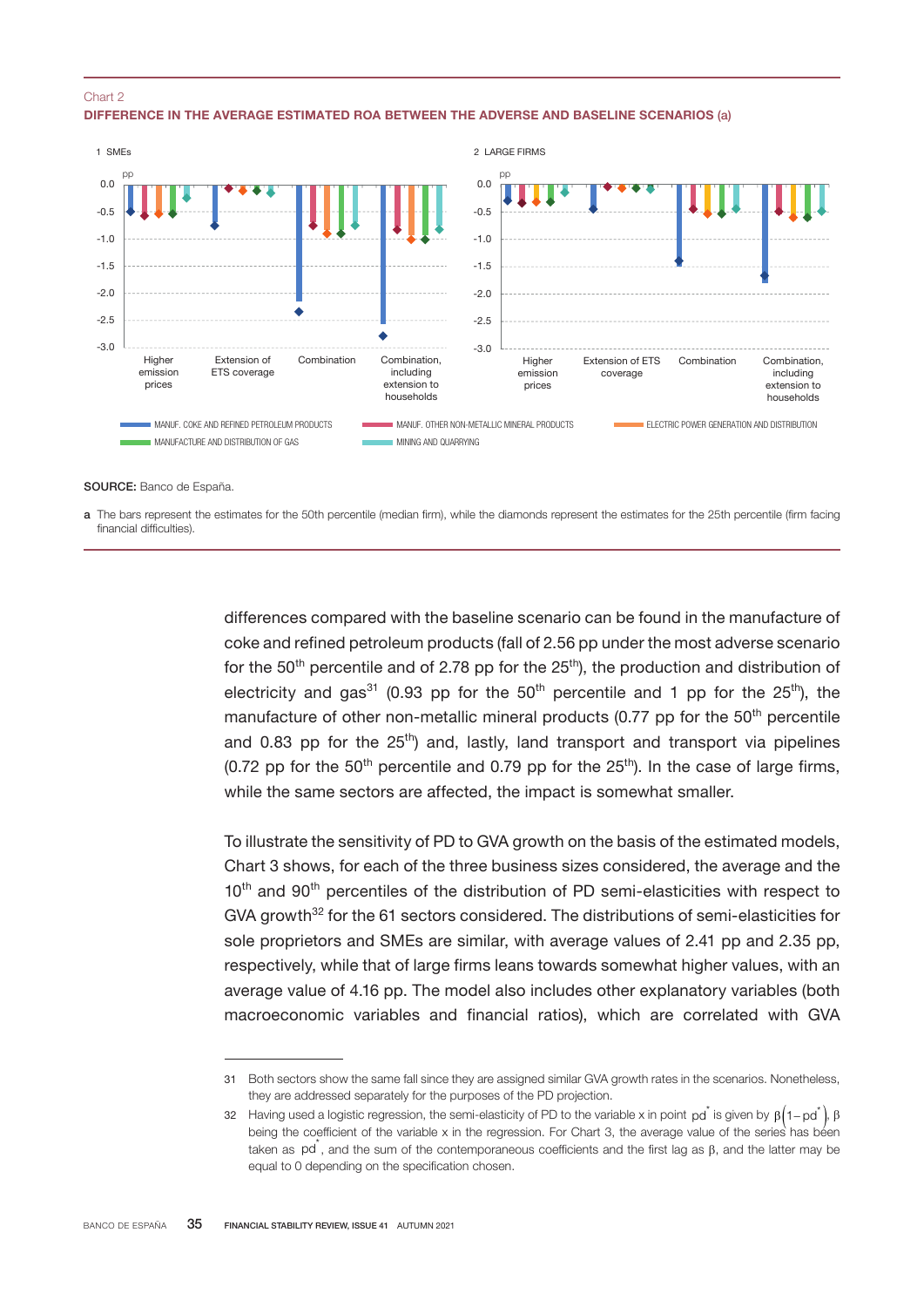Chart 2

**DIFFERENCE IN THE AVERAGE ESTIMATED ROA BETWEEN THE ADVERSE AND BASELINE SCENARIOS (a)**

1 SMEs

2 LARGE FIRMS

MANUF. COKE AND REFINED PETROLEUM PRODUCTS — MANUF. OTHER NON-METALLIC MINERAL PRODUCTS — ELECTRIC POWER GENERATION AND DISTRIBUTION — MANUFACTURE AND DISTRIBUTION OF GAS — MINING AND QUARRYING

**SOURCE:** Banco de España.

**a** The bars represent the estimates for the 50th percentile (median firm), while the diamonds represent the estimates for the 25th percentile (firm facing financial difficulties).

differences compared with the baseline scenario can be found in the manufacture of coke and refined petroleum products (fall of 2.56 pp under the most adverse scenario for the 50th percentile and of 2.78 pp for the 25th), the production and distribution of electricity and gas[31] (0.93 pp for the 50th percentile and 1 pp for the 25th), the manufacture of other non-metallic mineral products (0.77 pp for the 50th percentile and 0.83 pp for the 25th) and, lastly, land transport and transport via pipelines (0.72 pp for the 50th percentile and 0.79 pp for the 25th). In the case of large firms, while the same sectors are affected, the impact is somewhat smaller.

To illustrate the sensitivity of PD to GVA growth on the basis of the estimated models, Chart 3 shows, for each of the three business sizes considered, the average and the 10th and 90th percentiles of the distribution of PD semi-elasticities with respect to GVA growth[32] for the 61 sectors considered. The distributions of semi-elasticities for sole proprietors and SMEs are similar, with average values of 2.41 pp and 2.35 pp, respectively, while that of large firms leans towards somewhat higher values, with an average value of 4.16 pp. The model also includes other explanatory variables (both macroeconomic variables and financial ratios), which are correlated with GVA

31 Both sectors show the same fall since they are assigned similar GVA growth rates in the scenarios. Nonetheless, they are addressed separately for the purposes of the PD projection.

32 Having used a logistic regression, the semi-elasticity of PD to the variable x in point $pd^*$ is given by $\beta(1-pd^*)$, $\beta$ being the coefficient of the variable x in the regression. For Chart 3, the average value of the series has been taken as $pd^*$, and the sum of the contemporaneous coefficients and the first lag as $\beta$, and the latter may be equal to 0 depending on the specification chosen.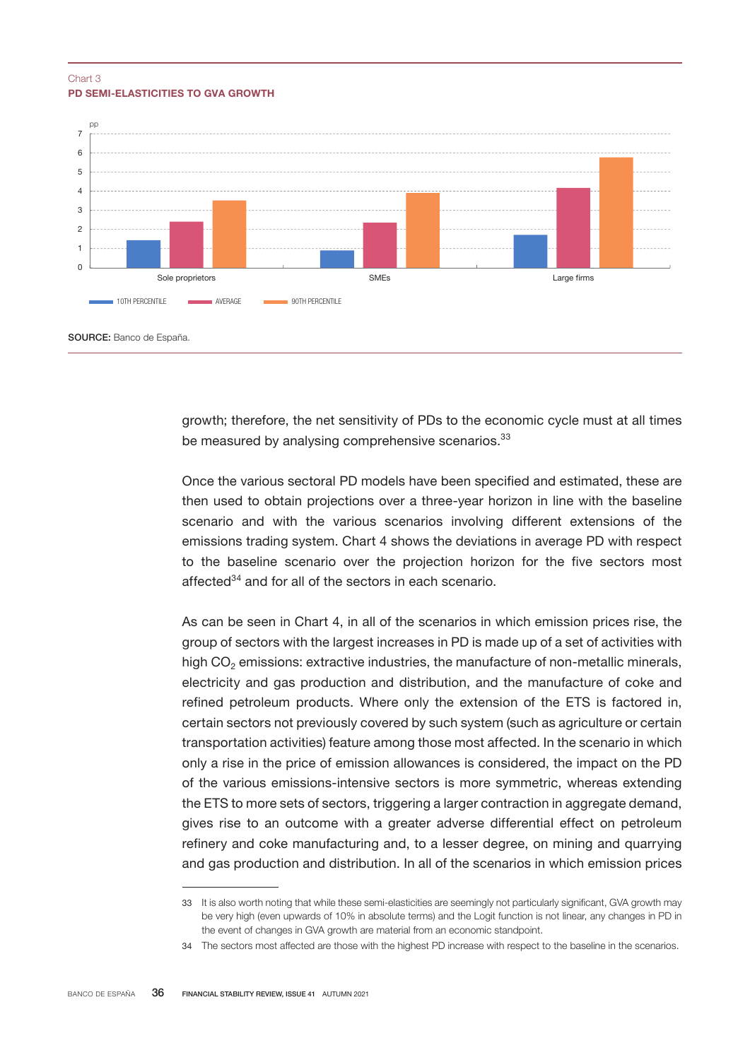Chart 3
**PD SEMI-ELASTICITIES TO GVA GROWTH**

SOURCE: Banco de España.

growth; therefore, the net sensitivity of PDs to the economic cycle must at all times be measured by analysing comprehensive scenarios.[33]

Once the various sectoral PD models have been specified and estimated, these are then used to obtain projections over a three-year horizon in line with the baseline scenario and with the various scenarios involving different extensions of the emissions trading system. Chart 4 shows the deviations in average PD with respect to the baseline scenario over the projection horizon for the five sectors most affected[34] and for all of the sectors in each scenario.

As can be seen in Chart 4, in all of the scenarios in which emission prices rise, the group of sectors with the largest increases in PD is made up of a set of activities with high $CO_2$ emissions: extractive industries, the manufacture of non-metallic minerals, electricity and gas production and distribution, and the manufacture of coke and refined petroleum products. Where only the extension of the ETS is factored in, certain sectors not previously covered by such system (such as agriculture or certain transportation activities) feature among those most affected. In the scenario in which only a rise in the price of emission allowances is considered, the impact on the PD of the various emissions-intensive sectors is more symmetric, whereas extending the ETS to more sets of sectors, triggering a larger contraction in aggregate demand, gives rise to an outcome with a greater adverse differential effect on petroleum refinery and coke manufacturing and, to a lesser degree, on mining and quarrying and gas production and distribution. In all of the scenarios in which emission prices

33 It is also worth noting that while these semi-elasticities are seemingly not particularly significant, GVA growth may be very high (even upwards of 10% in absolute terms) and the Logit function is not linear, any changes in PD in the event of changes in GVA growth are material from an economic standpoint.

34 The sectors most affected are those with the highest PD increase with respect to the baseline in the scenarios.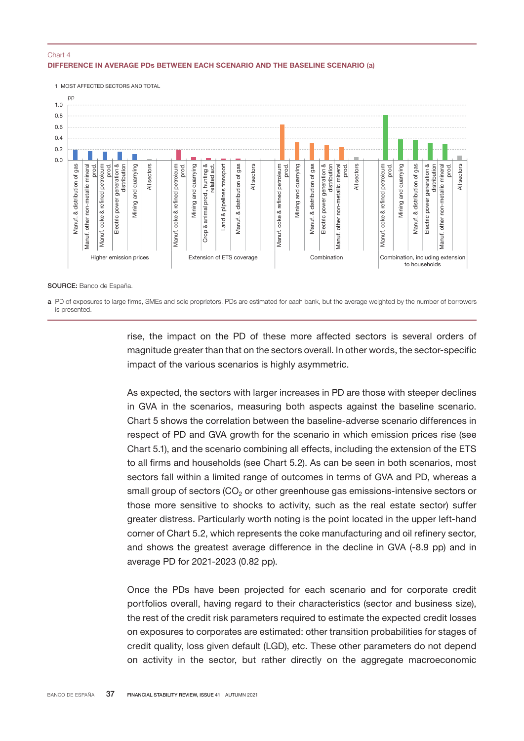Chart 4

**DIFFERENCE IN AVERAGE PDs BETWEEN EACH SCENARIO AND THE BASELINE SCENARIO (a)**

1 MOST AFFECTED SECTORS AND TOTAL

SOURCE: Banco de España.

a PD of exposures to large firms, SMEs and sole proprietors. PDs are estimated for each bank, but the average weighted by the number of borrowers is presented.

rise, the impact on the PD of these more affected sectors is several orders of magnitude greater than that on the sectors overall. In other words, the sector-specific impact of the various scenarios is highly asymmetric.

As expected, the sectors with larger increases in PD are those with steeper declines in GVA in the scenarios, measuring both aspects against the baseline scenario. Chart 5 shows the correlation between the baseline-adverse scenario differences in respect of PD and GVA growth for the scenario in which emission prices rise (see Chart 5.1), and the scenario combining all effects, including the extension of the ETS to all firms and households (see Chart 5.2). As can be seen in both scenarios, most sectors fall within a limited range of outcomes in terms of GVA and PD, whereas a small group of sectors ($CO_2$ or other greenhouse gas emissions-intensive sectors or those more sensitive to shocks to activity, such as the real estate sector) suffer greater distress. Particularly worth noting is the point located in the upper left-hand corner of Chart 5.2, which represents the coke manufacturing and oil refinery sector, and shows the greatest average difference in the decline in GVA (-8.9 pp) and in average PD for 2021-2023 (0.82 pp).

Once the PDs have been projected for each scenario and for corporate credit portfolios overall, having regard to their characteristics (sector and business size), the rest of the credit risk parameters required to estimate the expected credit losses on exposures to corporates are estimated: other transition probabilities for stages of credit quality, loss given default (LGD), etc. These other parameters do not depend on activity in the sector, but rather directly on the aggregate macroeconomic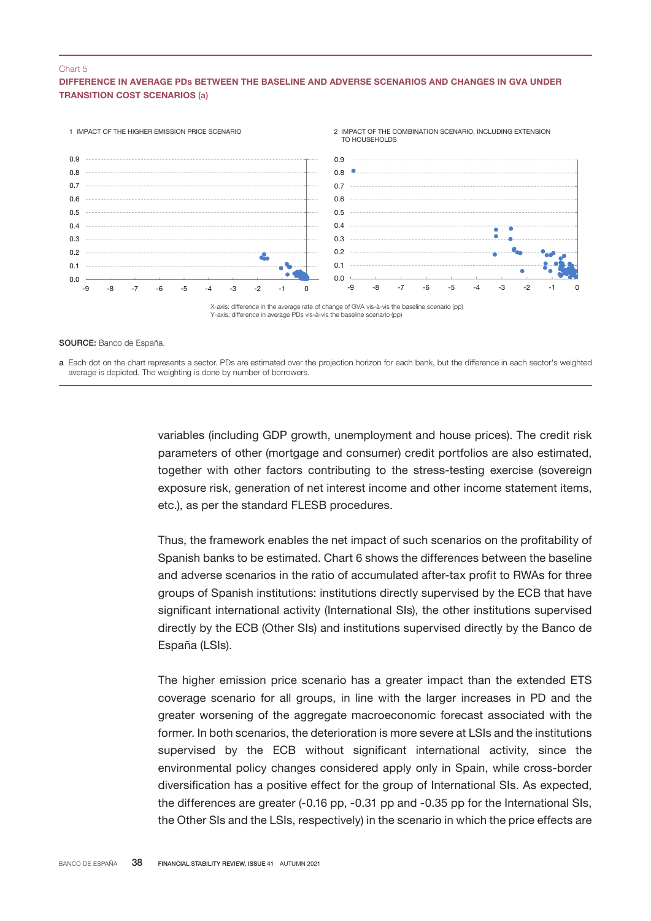Chart 5

**DIFFERENCE IN AVERAGE PDs BETWEEN THE BASELINE AND ADVERSE SCENARIOS AND CHANGES IN GVA UNDER TRANSITION COST SCENARIOS (a)**

1 IMPACT OF THE HIGHER EMISSION PRICE SCENARIO

2 IMPACT OF THE COMBINATION SCENARIO, INCLUDING EXTENSION TO HOUSEHOLDS

X-axis: difference in the average rate of change of GVA vis-à-vis the baseline scenario (pp)
Y-axis: difference in average PDs vis-à-vis the baseline scenario (pp)

**SOURCE:** Banco de España.

**a** Each dot on the chart represents a sector. PDs are estimated over the projection horizon for each bank, but the difference in each sector's weighted average is depicted. The weighting is done by number of borrowers.

variables (including GDP growth, unemployment and house prices). The credit risk parameters of other (mortgage and consumer) credit portfolios are also estimated, together with other factors contributing to the stress-testing exercise (sovereign exposure risk, generation of net interest income and other income statement items, etc.), as per the standard FLESB procedures.

Thus, the framework enables the net impact of such scenarios on the profitability of Spanish banks to be estimated. Chart 6 shows the differences between the baseline and adverse scenarios in the ratio of accumulated after-tax profit to RWAs for three groups of Spanish institutions: institutions directly supervised by the ECB that have significant international activity (International SIs), the other institutions supervised directly by the ECB (Other SIs) and institutions supervised directly by the Banco de España (LSIs).

The higher emission price scenario has a greater impact than the extended ETS coverage scenario for all groups, in line with the larger increases in PD and the greater worsening of the aggregate macroeconomic forecast associated with the former. In both scenarios, the deterioration is more severe at LSIs and the institutions supervised by the ECB without significant international activity, since the environmental policy changes considered apply only in Spain, while cross-border diversification has a positive effect for the group of International SIs. As expected, the differences are greater (-0.16 pp, -0.31 pp and -0.35 pp for the International SIs, the Other SIs and the LSIs, respectively) in the scenario in which the price effects are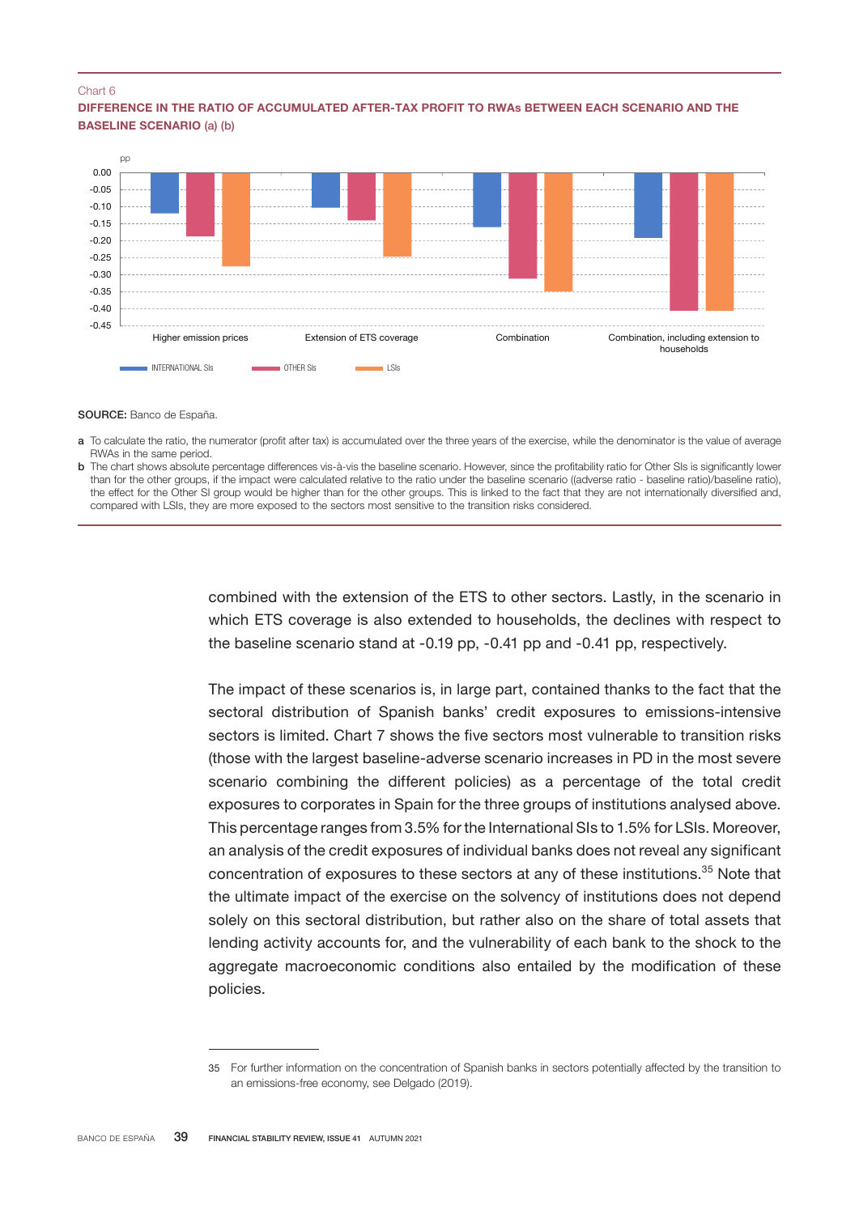Chart 6

**DIFFERENCE IN THE RATIO OF ACCUMULATED AFTER-TAX PROFIT TO RWAs BETWEEN EACH SCENARIO AND THE BASELINE SCENARIO (a) (b)**

**SOURCE:** Banco de España.

a To calculate the ratio, the numerator (profit after tax) is accumulated over the three years of the exercise, while the denominator is the value of average RWAs in the same period.

b The chart shows absolute percentage differences vis-à-vis the baseline scenario. However, since the profitability ratio for Other SIs is significantly lower than for the other groups, if the impact were calculated relative to the ratio under the baseline scenario ((adverse ratio - baseline ratio)/baseline ratio), the effect for the Other SI group would be higher than for the other groups. This is linked to the fact that they are not internationally diversified and, compared with LSIs, they are more exposed to the sectors most sensitive to the transition risks considered.

combined with the extension of the ETS to other sectors. Lastly, in the scenario in which ETS coverage is also extended to households, the declines with respect to the baseline scenario stand at -0.19 pp, -0.41 pp and -0.41 pp, respectively.

The impact of these scenarios is, in large part, contained thanks to the fact that the sectoral distribution of Spanish banks' credit exposures to emissions-intensive sectors is limited. Chart 7 shows the five sectors most vulnerable to transition risks (those with the largest baseline-adverse scenario increases in PD in the most severe scenario combining the different policies) as a percentage of the total credit exposures to corporates in Spain for the three groups of institutions analysed above. This percentage ranges from 3.5% for the International SIs to 1.5% for LSIs. Moreover, an analysis of the credit exposures of individual banks does not reveal any significant concentration of exposures to these sectors at any of these institutions.[35] Note that the ultimate impact of the exercise on the solvency of institutions does not depend solely on this sectoral distribution, but rather also on the share of total assets that lending activity accounts for, and the vulnerability of each bank to the shock to the aggregate macroeconomic conditions also entailed by the modification of these policies.

35 For further information on the concentration of Spanish banks in sectors potentially affected by the transition to an emissions-free economy, see Delgado (2019).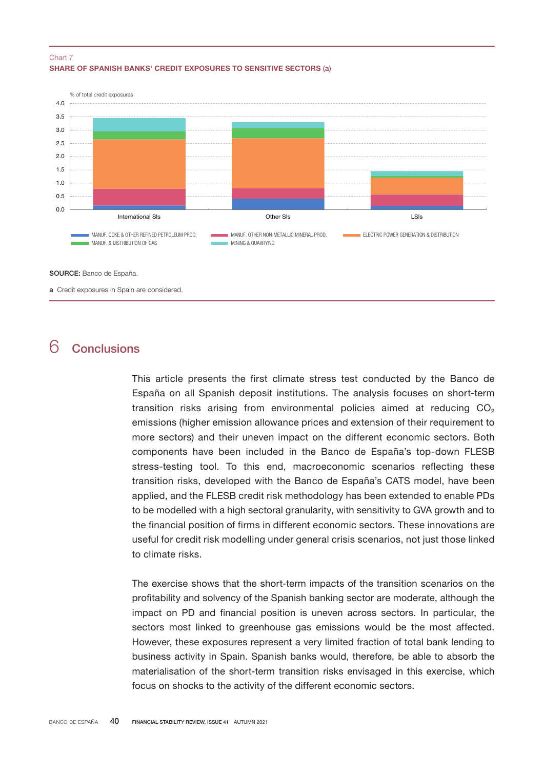Chart 7

**SHARE OF SPANISH BANKS' CREDIT EXPOSURES TO SENSITIVE SECTORS (a)**

% of total credit exposures

International SIs | Other SIs | LSIs

MANUF. COKE & OTHER REFINED PETROLEUM PROD. | MANUF. OTHER NON-METALLIC MINERAL PROD. | ELECTRIC POWER GENERATION & DISTRIBUTION | MANUF. & DISTRIBUTION OF GAS | MINING & QUARRYING

**SOURCE:** Banco de España.

**a** Credit exposures in Spain are considered.

## 6 Conclusions

This article presents the first climate stress test conducted by the Banco de España on all Spanish deposit institutions. The analysis focuses on short-term transition risks arising from environmental policies aimed at reducing $CO_2$ emissions (higher emission allowance prices and extension of their requirement to more sectors) and their uneven impact on the different economic sectors. Both components have been included in the Banco de España's top-down FLESB stress-testing tool. To this end, macroeconomic scenarios reflecting these transition risks, developed with the Banco de España's CATS model, have been applied, and the FLESB credit risk methodology has been extended to enable PDs to be modelled with a high sectoral granularity, with sensitivity to GVA growth and to the financial position of firms in different economic sectors. These innovations are useful for credit risk modelling under general crisis scenarios, not just those linked to climate risks.

The exercise shows that the short-term impacts of the transition scenarios on the profitability and solvency of the Spanish banking sector are moderate, although the impact on PD and financial position is uneven across sectors. In particular, the sectors most linked to greenhouse gas emissions would be the most affected. However, these exposures represent a very limited fraction of total bank lending to business activity in Spain. Spanish banks would, therefore, be able to absorb the materialisation of the short-term transition risks envisaged in this exercise, which focus on shocks to the activity of the different economic sectors.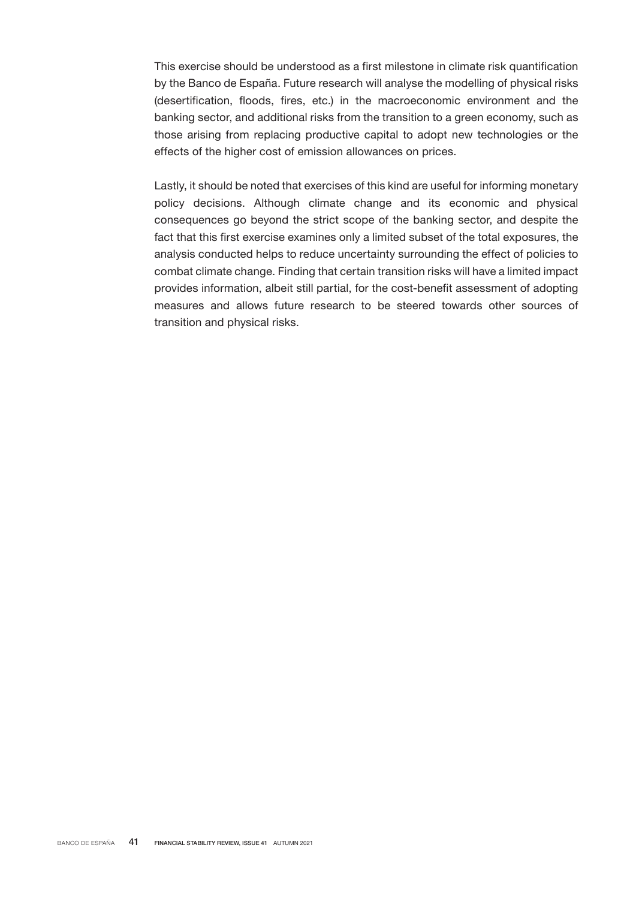This exercise should be understood as a first milestone in climate risk quantification by the Banco de España. Future research will analyse the modelling of physical risks (desertification, floods, fires, etc.) in the macroeconomic environment and the banking sector, and additional risks from the transition to a green economy, such as those arising from replacing productive capital to adopt new technologies or the effects of the higher cost of emission allowances on prices.

Lastly, it should be noted that exercises of this kind are useful for informing monetary policy decisions. Although climate change and its economic and physical consequences go beyond the strict scope of the banking sector, and despite the fact that this first exercise examines only a limited subset of the total exposures, the analysis conducted helps to reduce uncertainty surrounding the effect of policies to combat climate change. Finding that certain transition risks will have a limited impact provides information, albeit still partial, for the cost-benefit assessment of adopting measures and allows future research to be steered towards other sources of transition and physical risks.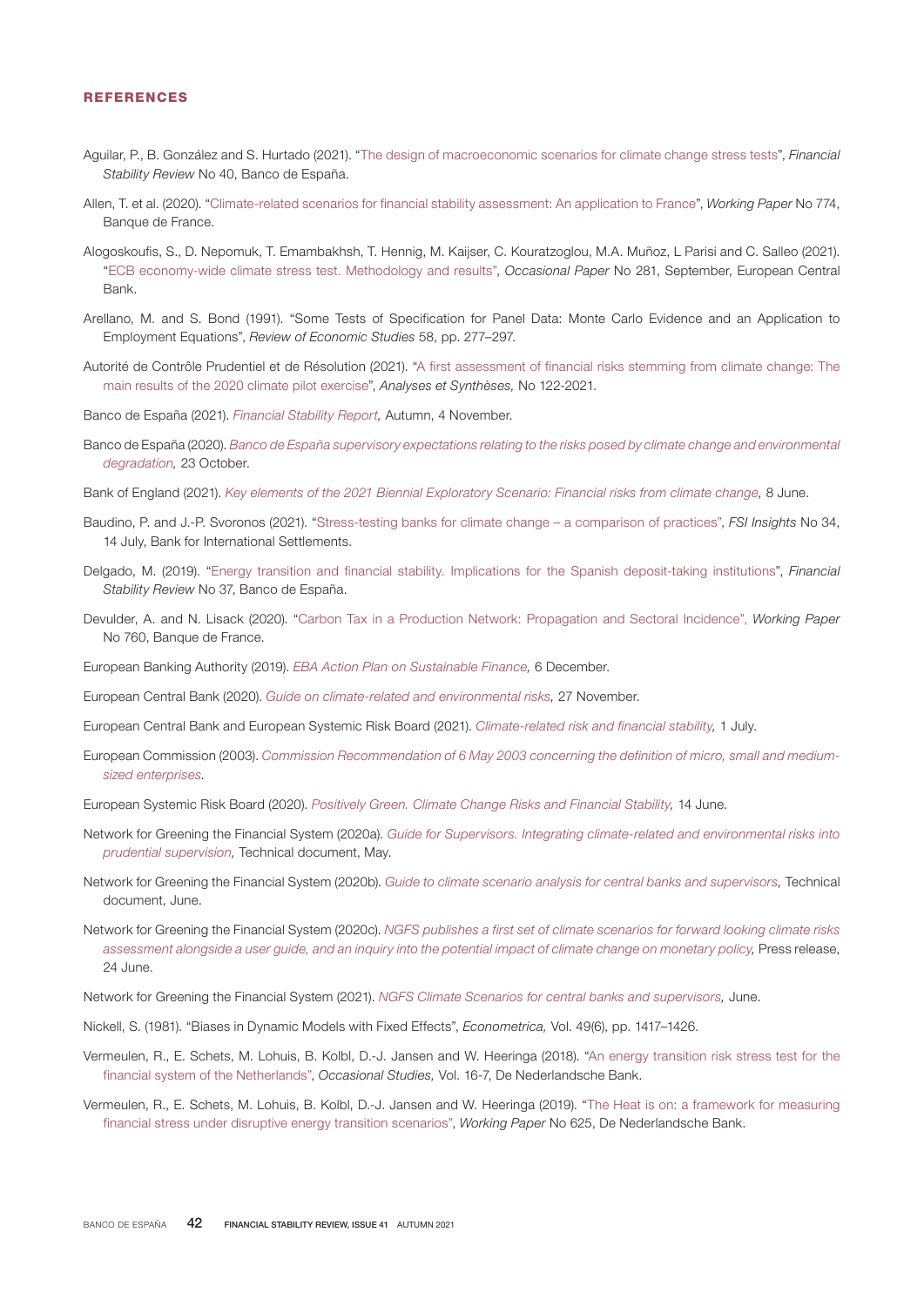## REFERENCES

Aguilar, P., B. González and S. Hurtado (2021). "The design of macroeconomic scenarios for climate change stress tests", *Financial Stability Review* No 40, Banco de España.

Allen, T. et al. (2020). "Climate-related scenarios for financial stability assessment: An application to France", *Working Paper* No 774, Banque de France.

Alogoskoufis, S., D. Nepomuk, T. Emambakhsh, T. Hennig, M. Kaijser, C. Kouratzoglou, M.A. Muñoz, L Parisi and C. Salleo (2021). "ECB economy-wide climate stress test. Methodology and results", *Occasional Paper* No 281, September, European Central Bank.

Arellano, M. and S. Bond (1991). "Some Tests of Specification for Panel Data: Monte Carlo Evidence and an Application to Employment Equations", *Review of Economic Studies* 58, pp. 277–297.

Autorité de Contrôle Prudentiel et de Résolution (2021). "A first assessment of financial risks stemming from climate change: The main results of the 2020 climate pilot exercise", *Analyses et Synthèses,* No 122-2021.

Banco de España (2021). *Financial Stability Report,* Autumn, 4 November.

Banco de España (2020). *Banco de España supervisory expectations relating to the risks posed by climate change and environmental degradation,* 23 October.

Bank of England (2021). *Key elements of the 2021 Biennial Exploratory Scenario: Financial risks from climate change,* 8 June.

Baudino, P. and J.-P. Svoronos (2021). "Stress-testing banks for climate change – a comparison of practices", *FSI Insights* No 34, 14 July, Bank for International Settlements.

Delgado, M. (2019). "Energy transition and financial stability. Implications for the Spanish deposit-taking institutions", *Financial Stability Review* No 37, Banco de España.

Devulder, A. and N. Lisack (2020). "Carbon Tax in a Production Network: Propagation and Sectoral Incidence", *Working Paper* No 760, Banque de France.

European Banking Authority (2019). *EBA Action Plan on Sustainable Finance,* 6 December.

European Central Bank (2020). *Guide on climate-related and environmental risks,* 27 November.

European Central Bank and European Systemic Risk Board (2021). *Climate-related risk and financial stability,* 1 July.

European Commission (2003). *Commission Recommendation of 6 May 2003 concerning the definition of micro, small and medium-sized enterprises*.

European Systemic Risk Board (2020). *Positively Green. Climate Change Risks and Financial Stability,* 14 June.

Network for Greening the Financial System (2020a). *Guide for Supervisors. Integrating climate-related and environmental risks into prudential supervision,* Technical document, May.

Network for Greening the Financial System (2020b). *Guide to climate scenario analysis for central banks and supervisors,* Technical document, June.

Network for Greening the Financial System (2020c). *NGFS publishes a first set of climate scenarios for forward looking climate risks assessment alongside a user guide, and an inquiry into the potential impact of climate change on monetary policy,* Press release, 24 June.

Network for Greening the Financial System (2021). *NGFS Climate Scenarios for central banks and supervisors,* June.

Nickell, S. (1981). "Biases in Dynamic Models with Fixed Effects", *Econometrica,* Vol. 49(6), pp. 1417–1426.

Vermeulen, R., E. Schets, M. Lohuis, B. Kolbl, D.-J. Jansen and W. Heeringa (2018). "An energy transition risk stress test for the financial system of the Netherlands", *Occasional Studies,* Vol. 16-7, De Nederlandsche Bank.

Vermeulen, R., E. Schets, M. Lohuis, B. Kolbl, D.-J. Jansen and W. Heeringa (2019). "The Heat is on: a framework for measuring financial stress under disruptive energy transition scenarios", *Working Paper* No 625, De Nederlandsche Bank.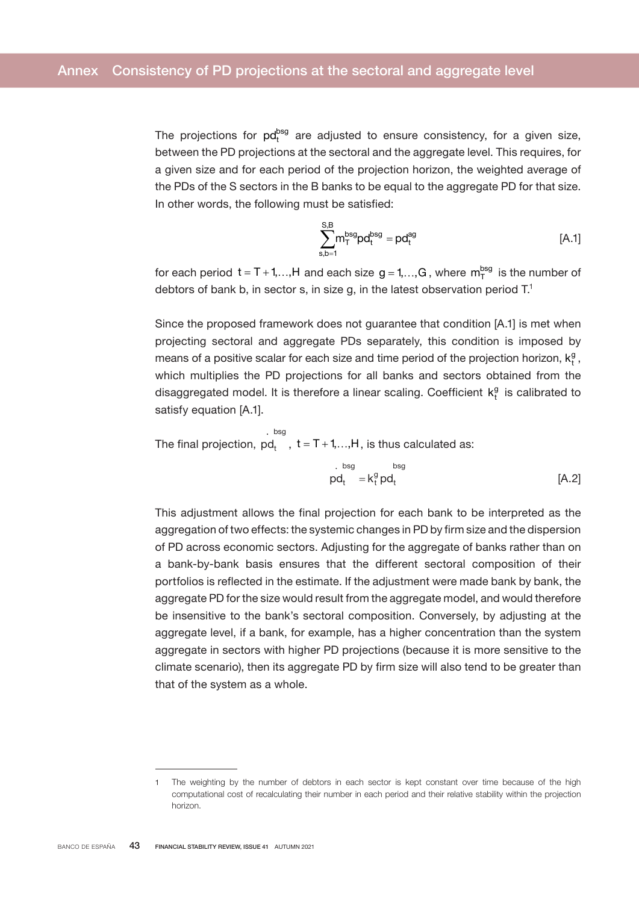## Annex Consistency of PD projections at the sectoral and aggregate level

The projections for $pd_t^{bsg}$ are adjusted to ensure consistency, for a given size, between the PD projections at the sectoral and the aggregate level. This requires, for a given size and for each period of the projection horizon, the weighted average of the PDs of the S sectors in the B banks to be equal to the aggregate PD for that size. In other words, the following must be satisfied:

$$\sum_{s,b=1}^{S,B} m_T^{bsg} pd_t^{bsg} = pd_t^{ag} \quad \text{[A.1]}$$

for each period $t = T+1,\ldots,H$ and each size $g = 1,\ldots,G$, where $m_T^{bsg}$ is the number of debtors of bank b, in sector s, in size g, in the latest observation period T.[1]

Since the proposed framework does not guarantee that condition [A.1] is met when projecting sectoral and aggregate PDs separately, this condition is imposed by means of a positive scalar for each size and time period of the projection horizon, $k_t^g$, which multiplies the PD projections for all banks and sectors obtained from the disaggregated model. It is therefore a linear scaling. Coefficient $k_t^g$ is calibrated to satisfy equation [A.1].

The final projection, $\dot{pd}_t^{bsg}$, $t = T+1,\ldots,H$, is thus calculated as:

$$\dot{pd}_t^{bsg} = k_t^g pd_t^{bsg} \quad \text{[A.2]}$$

This adjustment allows the final projection for each bank to be interpreted as the aggregation of two effects: the systemic changes in PD by firm size and the dispersion of PD across economic sectors. Adjusting for the aggregate of banks rather than on a bank-by-bank basis ensures that the different sectoral composition of their portfolios is reflected in the estimate. If the adjustment were made bank by bank, the aggregate PD for the size would result from the aggregate model, and would therefore be insensitive to the bank's sectoral composition. Conversely, by adjusting at the aggregate level, if a bank, for example, has a higher concentration than the system aggregate in sectors with higher PD projections (because it is more sensitive to the climate scenario), then its aggregate PD by firm size will also tend to be greater than that of the system as a whole.

---

1 The weighting by the number of debtors in each sector is kept constant over time because of the high computational cost of recalculating their number in each period and their relative stability within the projection horizon.